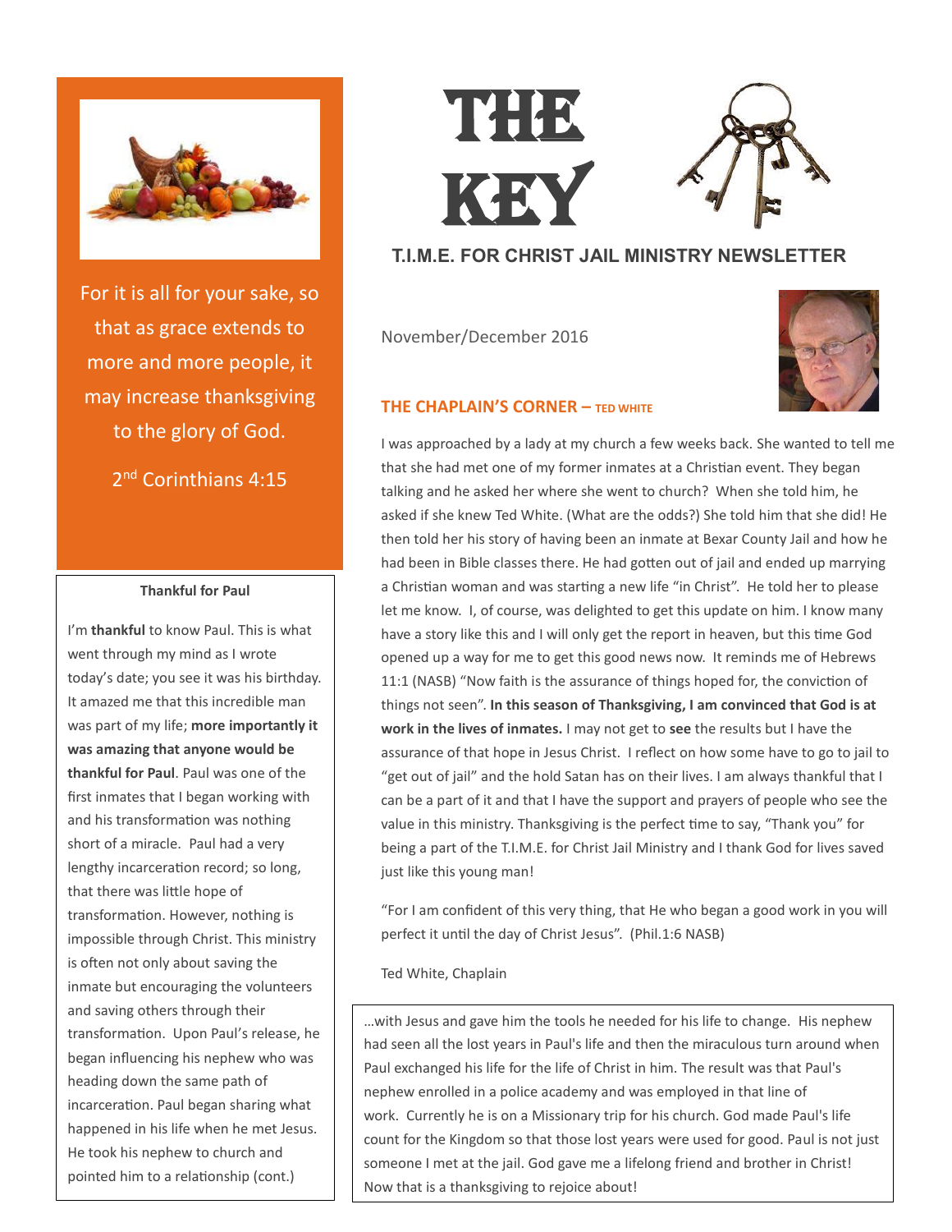# THE KEY

**T.I.M.E. FOR CHRIST JAIL MINISTRY NEWSLETTER**

November/December 2016

For it is all for your sake, so that as grace extends to more and more people, it may increase thanksgiving to the glory of God.

2nd Corinthians 4:15

## THE CHAPLAIN'S CORNER – TED WHITE

I was approached by a lady at my church a few weeks back. She wanted to tell me that she had met one of my former inmates at a Christian event. They began talking and he asked her where she went to church? When she told him, he asked if she knew Ted White. (What are the odds?) She told him that she did! He then told her his story of having been an inmate at Bexar County Jail and how he had been in Bible classes there. He had gotten out of jail and ended up marrying a Christian woman and was starting a new life "in Christ". He told her to please let me know. I, of course, was delighted to get this update on him. I know many have a story like this and I will only get the report in heaven, but this time God opened up a way for me to get this good news now. It reminds me of Hebrews 11:1 (NASB) "Now faith is the assurance of things hoped for, the conviction of things not seen". **In this season of Thanksgiving, I am convinced that God is at work in the lives of inmates.** I may not get to **see** the results but I have the assurance of that hope in Jesus Christ. I reflect on how some have to go to jail to "get out of jail" and the hold Satan has on their lives. I am always thankful that I can be a part of it and that I have the support and prayers of people who see the value in this ministry. Thanksgiving is the perfect time to say, "Thank you" for being a part of the T.I.M.E. for Christ Jail Ministry and I thank God for lives saved just like this young man!

"For I am confident of this very thing, that He who began a good work in you will perfect it until the day of Christ Jesus". (Phil.1:6 NASB)

Ted White, Chaplain

### Thankful for Paul

I'm **thankful** to know Paul. This is what went through my mind as I wrote today's date; you see it was his birthday. It amazed me that this incredible man was part of my life; **more importantly it was amazing that anyone would be thankful for Paul**. Paul was one of the first inmates that I began working with and his transformation was nothing short of a miracle. Paul had a very lengthy incarceration record; so long, that there was little hope of transformation. However, nothing is impossible through Christ. This ministry is often not only about saving the inmate but encouraging the volunteers and saving others through their transformation. Upon Paul's release, he began influencing his nephew who was heading down the same path of incarceration. Paul began sharing what happened in his life when he met Jesus. He took his nephew to church and pointed him to a relationship (cont.)

…with Jesus and gave him the tools he needed for his life to change. His nephew had seen all the lost years in Paul's life and then the miraculous turn around when Paul exchanged his life for the life of Christ in him. The result was that Paul's nephew enrolled in a police academy and was employed in that line of work. Currently he is on a Missionary trip for his church. God made Paul's life count for the Kingdom so that those lost years were used for good. Paul is not just someone I met at the jail. God gave me a lifelong friend and brother in Christ! Now that is a thanksgiving to rejoice about!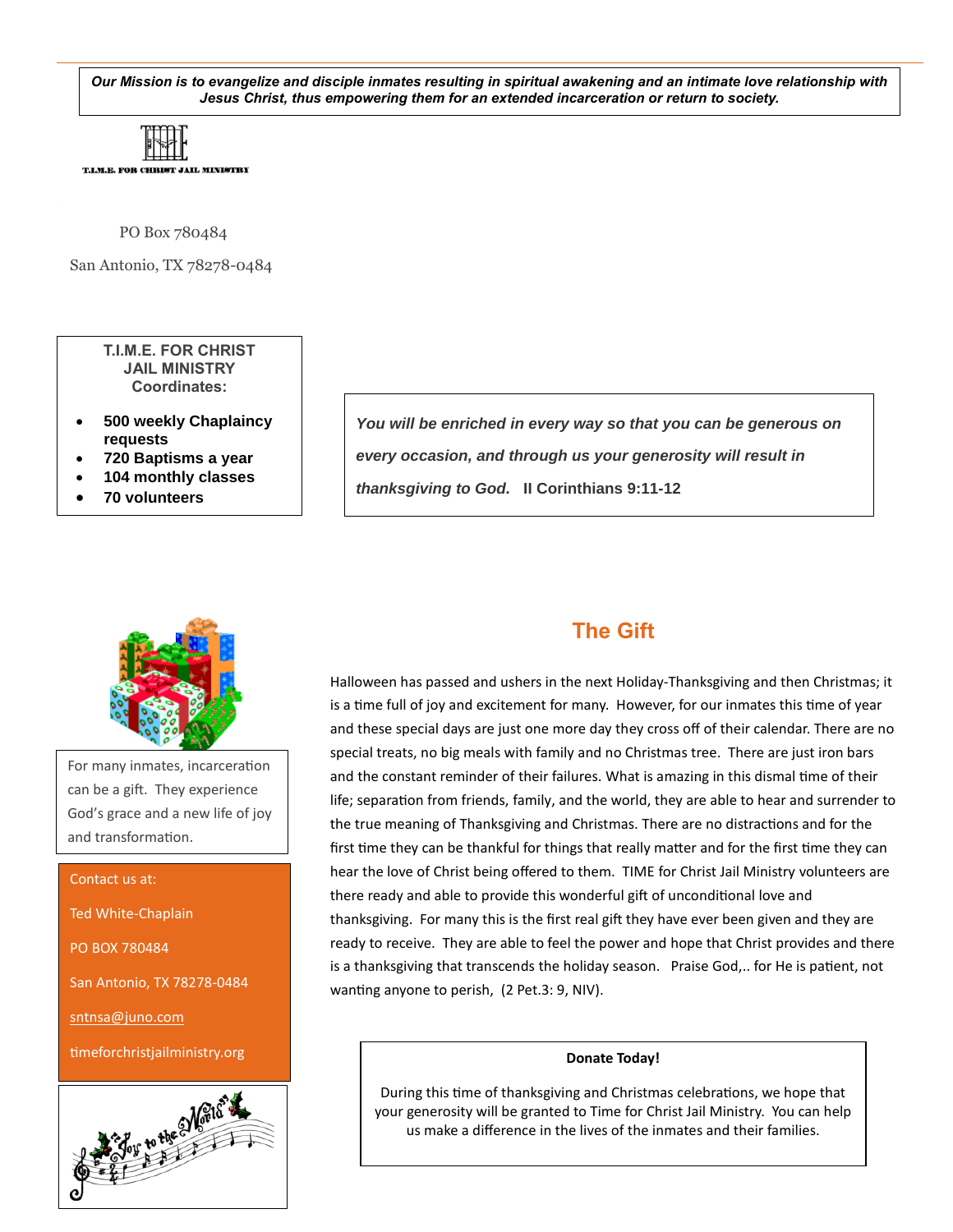***Our Mission is to evangelize and disciple inmates resulting in spiritual awakening and an intimate love relationship with Jesus Christ, thus empowering them for an extended incarceration or return to society.***

T.I.M.E. FOR CHRIST JAIL MINISTRY

PO Box 780484

San Antonio, TX 78278-0484

**T.I.M.E. FOR CHRIST JAIL MINISTRY Coordinates:**

- **500 weekly Chaplaincy requests**
- **720 Baptisms a year**
- **104 monthly classes**
- **70 volunteers**

***You will be enriched in every way so that you can be generous on every occasion, and through us your generosity will result in thanksgiving to God.*** **II Corinthians 9:11-12**

For many inmates, incarceration can be a gift. They experience God's grace and a new life of joy and transformation.

Contact us at:

Ted White-Chaplain

PO BOX 780484

San Antonio, TX 78278-0484

sntnsa@juno.com

timeforchristjailministry.org

## The Gift

Halloween has passed and ushers in the next Holiday-Thanksgiving and then Christmas; it is a time full of joy and excitement for many. However, for our inmates this time of year and these special days are just one more day they cross off of their calendar. There are no special treats, no big meals with family and no Christmas tree. There are just iron bars and the constant reminder of their failures. What is amazing in this dismal time of their life; separation from friends, family, and the world, they are able to hear and surrender to the true meaning of Thanksgiving and Christmas. There are no distractions and for the first time they can be thankful for things that really matter and for the first time they can hear the love of Christ being offered to them. TIME for Christ Jail Ministry volunteers are there ready and able to provide this wonderful gift of unconditional love and thanksgiving. For many this is the first real gift they have ever been given and they are ready to receive. They are able to feel the power and hope that Christ provides and there is a thanksgiving that transcends the holiday season. Praise God,.. for He is patient, not wanting anyone to perish, (2 Pet.3: 9, NIV).

**Donate Today!**

During this time of thanksgiving and Christmas celebrations, we hope that your generosity will be granted to Time for Christ Jail Ministry. You can help us make a difference in the lives of the inmates and their families.